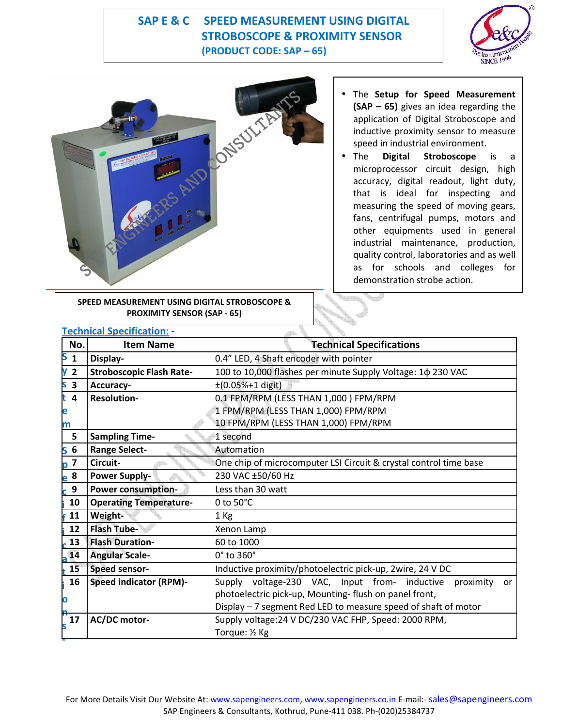# SAP E & C SPEED MEASUREMENT USING DIGITAL STROBOSCOPE & PROXIMITY SENSOR

**(PRODUCT CODE: SAP – 65)**

- The **Setup for Speed Measurement (SAP – 65)** gives an idea regarding the application of Digital Stroboscope and inductive proximity sensor to measure speed in industrial environment.
- The **Digital Stroboscope** is a microprocessor circuit design, high accuracy, digital readout, light duty, that is ideal for inspecting and measuring the speed of moving gears, fans, centrifugal pumps, motors and other equipments used in general industrial maintenance, production, quality control, laboratories and as well as for schools and colleges for demonstration strobe action.

**SPEED MEASUREMENT USING DIGITAL STROBOSCOPE & PROXIMITY SENSOR (SAP - 65)**

## Technical Specification: -

| No. | Item Name | Technical Specifications |
|---|---|---|
| 1 | **Display-** | 0.4" LED, 4 Shaft encoder with pointer |
| 2 | **Stroboscopic Flash Rate-** | 100 to 10,000 flashes per minute Supply Voltage: 1ϕ 230 VAC |
| 3 | **Accuracy-** | ±(0.05%+1 digit) |
| 4 | **Resolution-** | 0.1 FPM/RPM (LESS THAN 1,000 ) FPM/RPM<br>1 FPM/RPM (LESS THAN 1,000) FPM/RPM<br>10 FPM/RPM (LESS THAN 1,000) FPM/RPM |
| 5 | **Sampling Time-** | 1 second |
| 6 | **Range Select-** | Automation |
| 7 | **Circuit-** | One chip of microcomputer LSI Circuit & crystal control time base |
| 8 | **Power Supply-** | 230 VAC ±50/60 Hz |
| 9 | **Power consumption-** | Less than 30 watt |
| 10 | **Operating Temperature-** | 0 to 50°C |
| 11 | **Weight-** | 1 Kg |
| 12 | **Flash Tube-** | Xenon Lamp |
| 13 | **Flash Duration-** | 60 to 1000 |
| 14 | **Angular Scale-** | 0° to 360° |
| 15 | **Speed sensor-** | Inductive proximity/photoelectric pick-up, 2wire, 24 V DC |
| 16 | **Speed indicator (RPM)-** | Supply voltage-230 VAC, Input from- inductive proximity or photoelectric pick-up, Mounting- flush on panel front,<br>Display – 7 segment Red LED to measure speed of shaft of motor |
| 17 | **AC/DC motor-** | Supply voltage:24 V DC/230 VAC FHP, Speed: 2000 RPM,<br>Torque: ½ Kg |

For More Details Visit Our Website At: www.sapengineers.com, www.sapengineers.co.in E-mail:- sales@sapengineers.com
SAP Engineers & Consultants, Kothrud, Pune-411 038. Ph-(020)25384737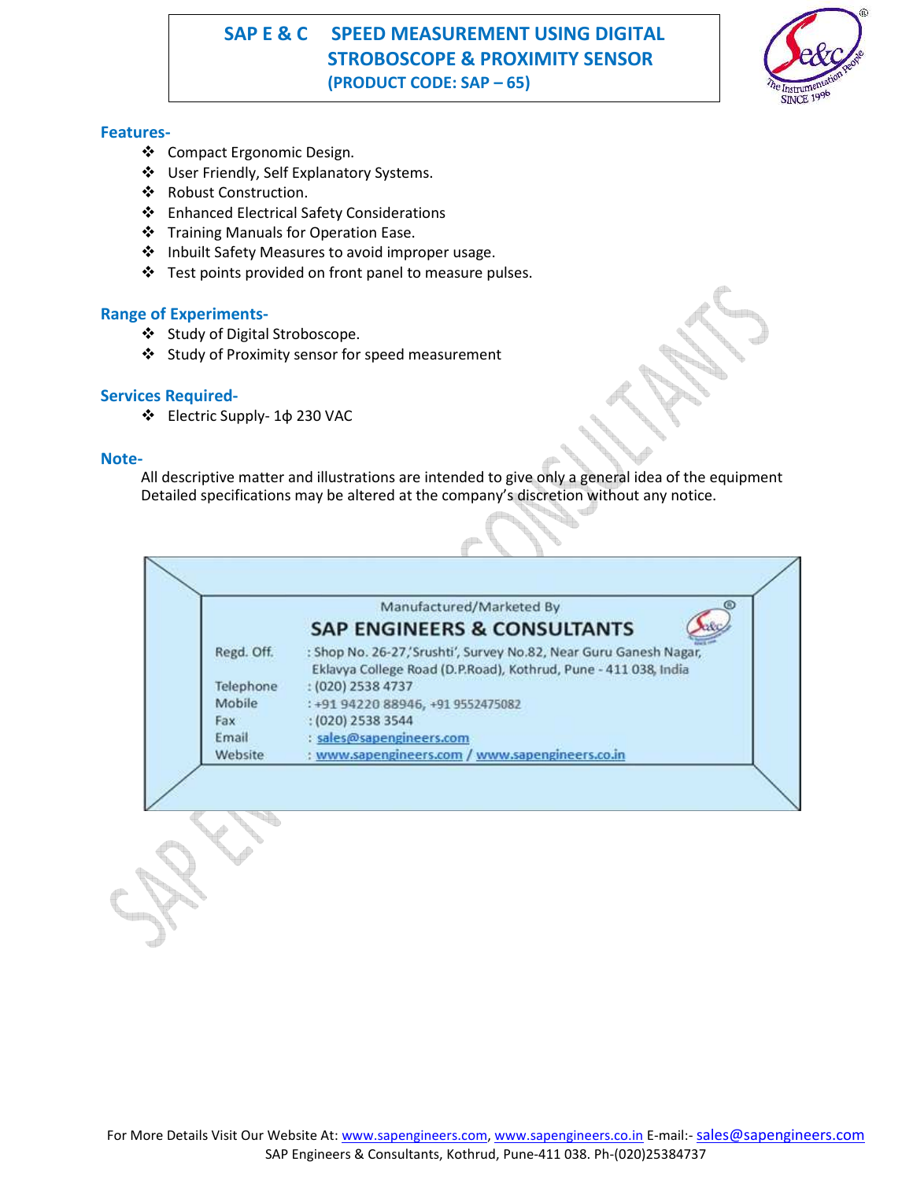# SAP E & C SPEED MEASUREMENT USING DIGITAL STROBOSCOPE & PROXIMITY SENSOR

**(PRODUCT CODE: SAP – 65)**

## Features-

- ❖ Compact Ergonomic Design.
- ❖ User Friendly, Self Explanatory Systems.
- ❖ Robust Construction.
- ❖ Enhanced Electrical Safety Considerations
- ❖ Training Manuals for Operation Ease.
- ❖ Inbuilt Safety Measures to avoid improper usage.
- ❖ Test points provided on front panel to measure pulses.

## Range of Experiments-

- ❖ Study of Digital Stroboscope.
- ❖ Study of Proximity sensor for speed measurement

## Services Required-

- ❖ Electric Supply- 1ϕ 230 VAC

## Note-

All descriptive matter and illustrations are intended to give only a general idea of the equipment Detailed specifications may be altered at the company's discretion without any notice.

Manufactured/Marketed By

**SAP ENGINEERS & CONSULTANTS**

| | |
|---|---|
| Regd. Off. | : Shop No. 26-27,'Srushti', Survey No.82, Near Guru Ganesh Nagar, Eklavya College Road (D.P.Road), Kothrud, Pune - 411 038, India |
| Telephone | : (020) 2538 4737 |
| Mobile | : +91 94220 88946, +91 9552475082 |
| Fax | : (020) 2538 3544 |
| Email | : sales@sapengineers.com |
| Website | : www.sapengineers.com / www.sapengineers.co.in |